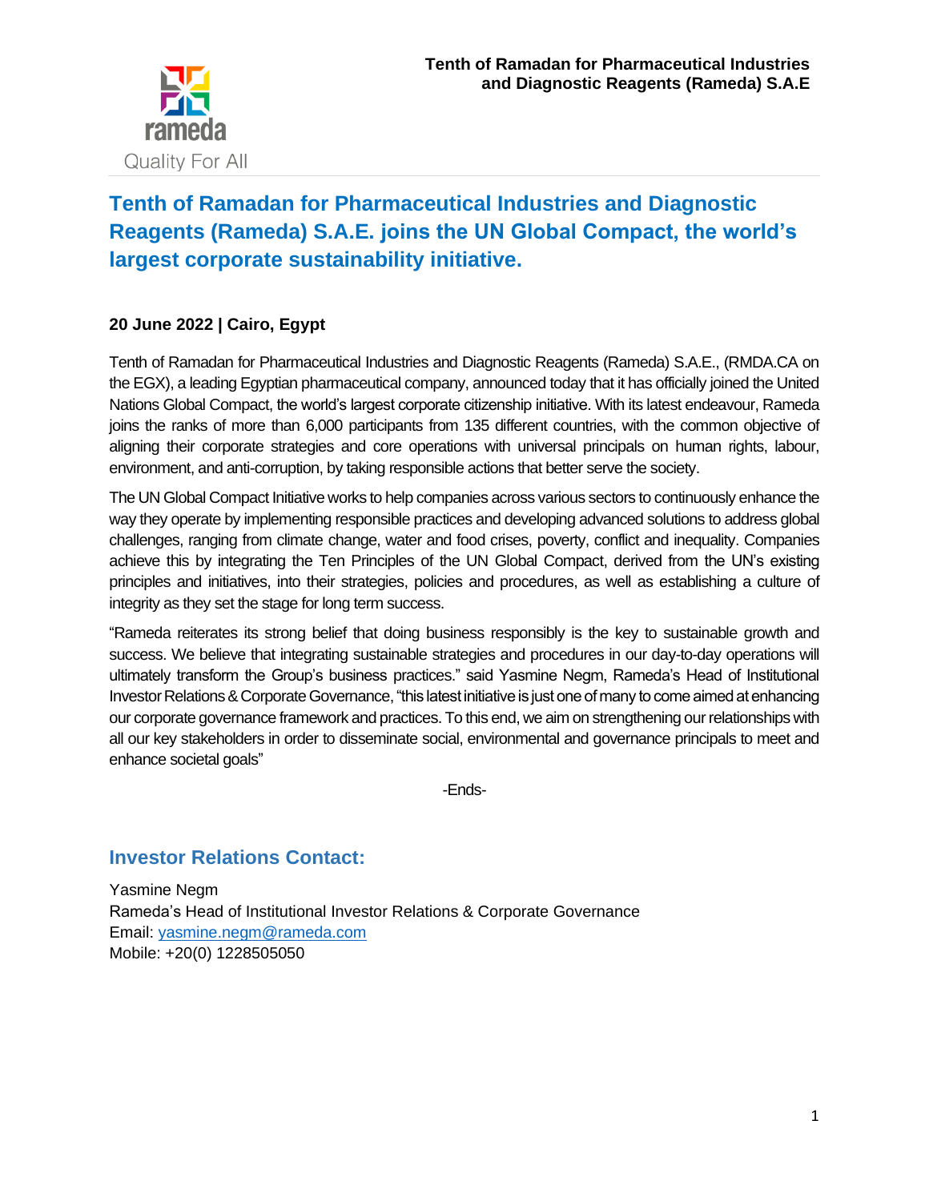rameda

Quality For All

**Tenth of Ramadan for Pharmaceutical Industries and Diagnostic Reagents (Rameda) S.A.E**

# Tenth of Ramadan for Pharmaceutical Industries and Diagnostic Reagents (Rameda) S.A.E. joins the UN Global Compact, the world's largest corporate sustainability initiative.

**20 June 2022 | Cairo, Egypt**

Tenth of Ramadan for Pharmaceutical Industries and Diagnostic Reagents (Rameda) S.A.E., (RMDA.CA on the EGX), a leading Egyptian pharmaceutical company, announced today that it has officially joined the United Nations Global Compact, the world's largest corporate citizenship initiative. With its latest endeavour, Rameda joins the ranks of more than 6,000 participants from 135 different countries, with the common objective of aligning their corporate strategies and core operations with universal principals on human rights, labour, environment, and anti-corruption, by taking responsible actions that better serve the society.

The UN Global Compact Initiative works to help companies across various sectors to continuously enhance the way they operate by implementing responsible practices and developing advanced solutions to address global challenges, ranging from climate change, water and food crises, poverty, conflict and inequality. Companies achieve this by integrating the Ten Principles of the UN Global Compact, derived from the UN's existing principles and initiatives, into their strategies, policies and procedures, as well as establishing a culture of integrity as they set the stage for long term success.

"Rameda reiterates its strong belief that doing business responsibly is the key to sustainable growth and success. We believe that integrating sustainable strategies and procedures in our day-to-day operations will ultimately transform the Group's business practices." said Yasmine Negm, Rameda's Head of Institutional Investor Relations & Corporate Governance, "this latest initiative is just one of many to come aimed at enhancing our corporate governance framework and practices. To this end, we aim on strengthening our relationships with all our key stakeholders in order to disseminate social, environmental and governance principals to meet and enhance societal goals"

-Ends-

## Investor Relations Contact:

Yasmine Negm
Rameda's Head of Institutional Investor Relations & Corporate Governance
Email: yasmine.negm@rameda.com
Mobile: +20(0) 1228505050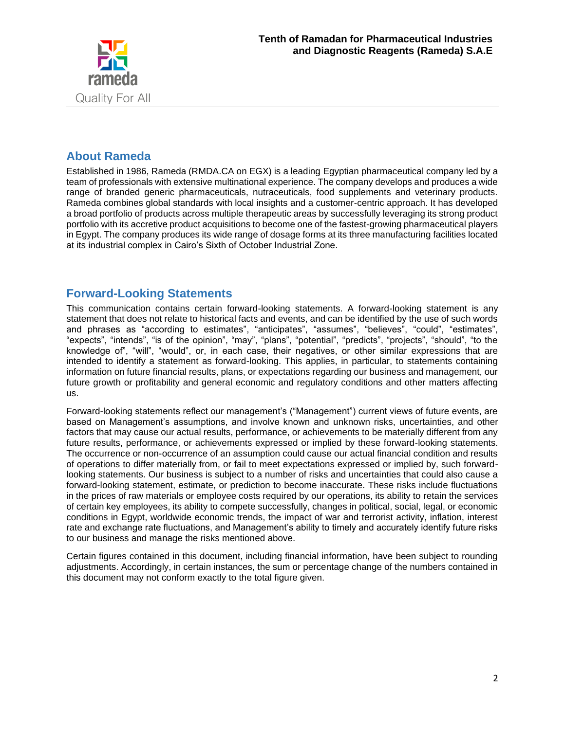## About Rameda

Established in 1986, Rameda (RMDA.CA on EGX) is a leading Egyptian pharmaceutical company led by a team of professionals with extensive multinational experience. The company develops and produces a wide range of branded generic pharmaceuticals, nutraceuticals, food supplements and veterinary products. Rameda combines global standards with local insights and a customer-centric approach. It has developed a broad portfolio of products across multiple therapeutic areas by successfully leveraging its strong product portfolio with its accretive product acquisitions to become one of the fastest-growing pharmaceutical players in Egypt. The company produces its wide range of dosage forms at its three manufacturing facilities located at its industrial complex in Cairo's Sixth of October Industrial Zone.

## Forward-Looking Statements

This communication contains certain forward-looking statements. A forward-looking statement is any statement that does not relate to historical facts and events, and can be identified by the use of such words and phrases as "according to estimates", "anticipates", "assumes", "believes", "could", "estimates", "expects", "intends", "is of the opinion", "may", "plans", "potential", "predicts", "projects", "should", "to the knowledge of", "will", "would", or, in each case, their negatives, or other similar expressions that are intended to identify a statement as forward-looking. This applies, in particular, to statements containing information on future financial results, plans, or expectations regarding our business and management, our future growth or profitability and general economic and regulatory conditions and other matters affecting us.

Forward-looking statements reflect our management's ("Management") current views of future events, are based on Management's assumptions, and involve known and unknown risks, uncertainties, and other factors that may cause our actual results, performance, or achievements to be materially different from any future results, performance, or achievements expressed or implied by these forward-looking statements. The occurrence or non-occurrence of an assumption could cause our actual financial condition and results of operations to differ materially from, or fail to meet expectations expressed or implied by, such forward-looking statements. Our business is subject to a number of risks and uncertainties that could also cause a forward-looking statement, estimate, or prediction to become inaccurate. These risks include fluctuations in the prices of raw materials or employee costs required by our operations, its ability to retain the services of certain key employees, its ability to compete successfully, changes in political, social, legal, or economic conditions in Egypt, worldwide economic trends, the impact of war and terrorist activity, inflation, interest rate and exchange rate fluctuations, and Management's ability to timely and accurately identify future risks to our business and manage the risks mentioned above.

Certain figures contained in this document, including financial information, have been subject to rounding adjustments. Accordingly, in certain instances, the sum or percentage change of the numbers contained in this document may not conform exactly to the total figure given.